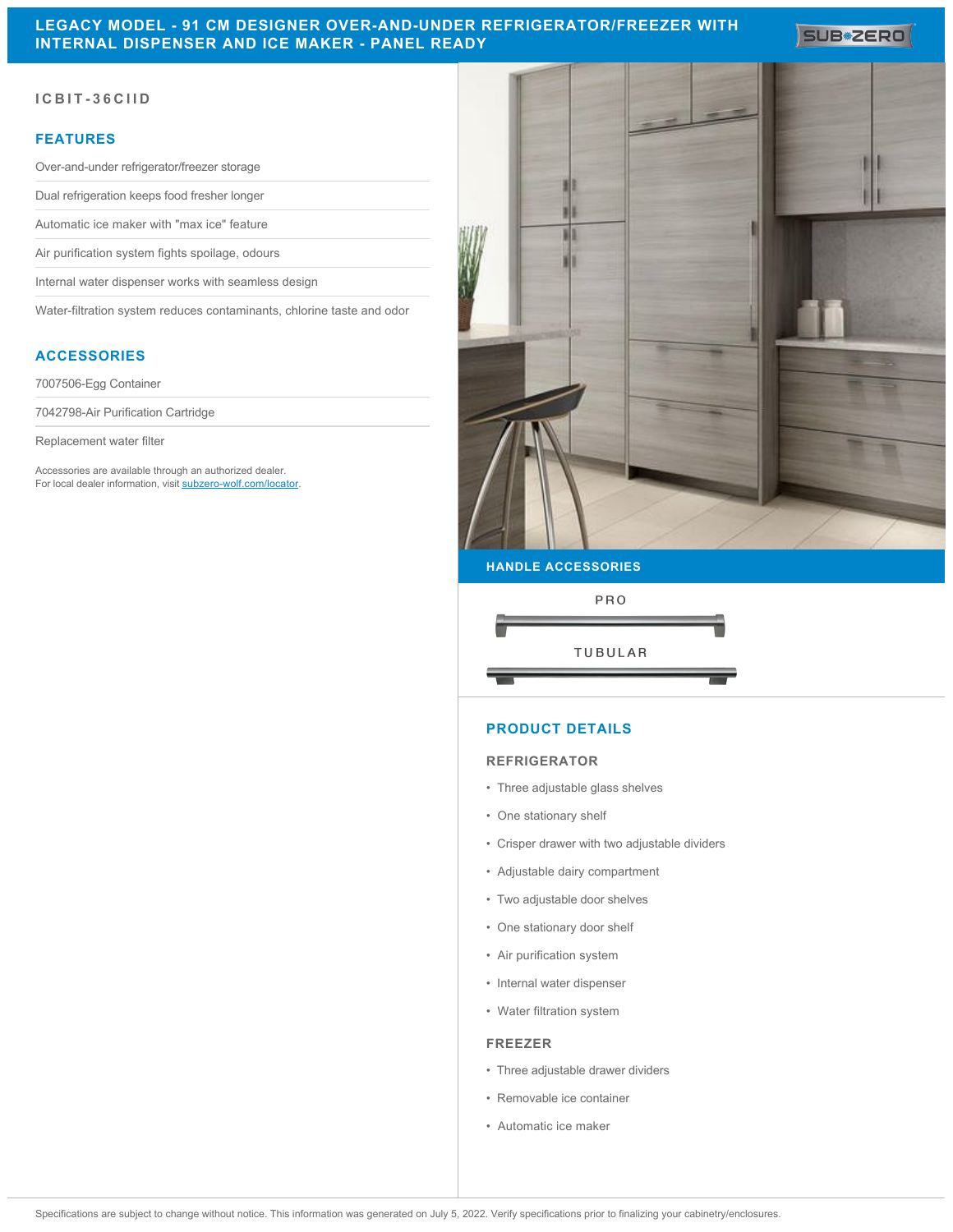# LEGACY MODEL - 91 CM DESIGNER OVER-AND-UNDER REFRIGERATOR/FREEZER WITH INTERNAL DISPENSER AND ICE MAKER - PANEL READY

SUB-ZERO

ICBIT-36CIID

## FEATURES

Over-and-under refrigerator/freezer storage

Dual refrigeration keeps food fresher longer

Automatic ice maker with "max ice" feature

Air purification system fights spoilage, odours

Internal water dispenser works with seamless design

Water-filtration system reduces contaminants, chlorine taste and odor

## ACCESSORIES

7007506-Egg Container

7042798-Air Purification Cartridge

Replacement water filter

Accessories are available through an authorized dealer.
For local dealer information, visit subzero-wolf.com/locator.

## HANDLE ACCESSORIES

PRO

TUBULAR

## PRODUCT DETAILS

### REFRIGERATOR

- Three adjustable glass shelves
- One stationary shelf
- Crisper drawer with two adjustable dividers
- Adjustable dairy compartment
- Two adjustable door shelves
- One stationary door shelf
- Air purification system
- Internal water dispenser
- Water filtration system

### FREEZER

- Three adjustable drawer dividers
- Removable ice container
- Automatic ice maker

Specifications are subject to change without notice. This information was generated on July 5, 2022. Verify specifications prior to finalizing your cabinetry/enclosures.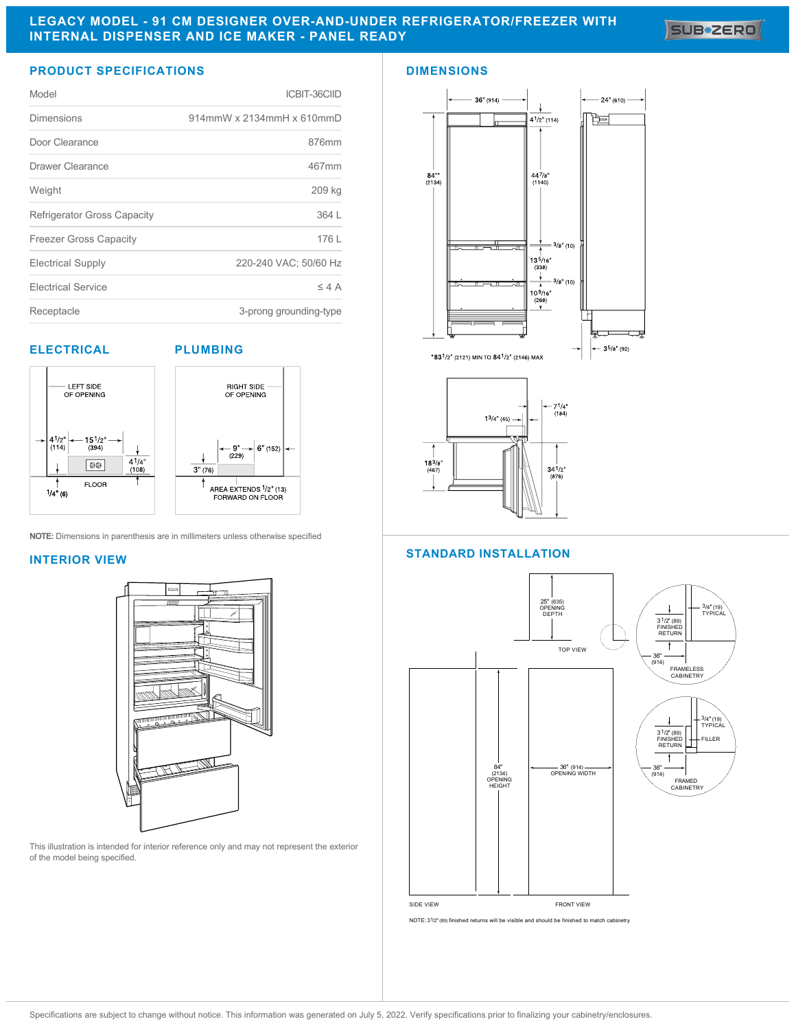# LEGACY MODEL - 91 CM DESIGNER OVER-AND-UNDER REFRIGERATOR/FREEZER WITH INTERNAL DISPENSER AND ICE MAKER - PANEL READY

SUB-ZERO

## PRODUCT SPECIFICATIONS

| | |
|---|---|
| Model | ICBIT-36CIID |
| Dimensions | 914mmW x 2134mmH x 610mmD |
| Door Clearance | 876mm |
| Drawer Clearance | 467mm |
| Weight | 209 kg |
| Refrigerator Gross Capacity | 364 L |
| Freezer Gross Capacity | 176 L |
| Electrical Supply | 220-240 VAC; 50/60 Hz |
| Electrical Service | ≤ 4 A |
| Receptacle | 3-prong grounding-type |

## ELECTRICAL

LEFT SIDE OF OPENING

4 1/2" (114)

15 1/2" (394)

4 1/4" (108)

FLOOR

1/4" (6)

## PLUMBING

RIGHT SIDE OF OPENING

9" (229)

6" (152)

3" (76)

AREA EXTENDS 1/2" (13) FORWARD ON FLOOR

**NOTE:** Dimensions in parenthesis are in millimeters unless otherwise specified

## INTERIOR VIEW

This illustration is intended for interior reference only and may not represent the exterior of the model being specified.

## DIMENSIONS

36" (914)

24" (610)

4 1/2" (114)

84"* (2134)

44 7/8" (1140)

3/8" (10)

13 5/16" (338)

3/8" (10)

10 9/16" (268)

3 5/8" (92)

*83 1/2" (2121) MIN TO 84 1/2" (2146) MAX

1 3/4" (45)

7 1/4" (184)

18 3/8" (467)

34 1/2" (876)

## STANDARD INSTALLATION

25" (635) OPENING DEPTH

TOP VIEW

3/4" (19) TYPICAL

3 1/2" (89) FINISHED RETURN

36" (914)

FRAMELESS CABINETRY

3/4" (19) TYPICAL

3 1/2" (89) FINISHED RETURN

FILLER

36" (914)

FRAMED CABINETRY

84" (2134) OPENING HEIGHT

36" (914) OPENING WIDTH

SIDE VIEW

FRONT VIEW

NOTE: 3 1/2" (89) finished returns will be visible and should be finished to match cabinetry

Specifications are subject to change without notice. This information was generated on July 5, 2022. Verify specifications prior to finalizing your cabinetry/enclosures.